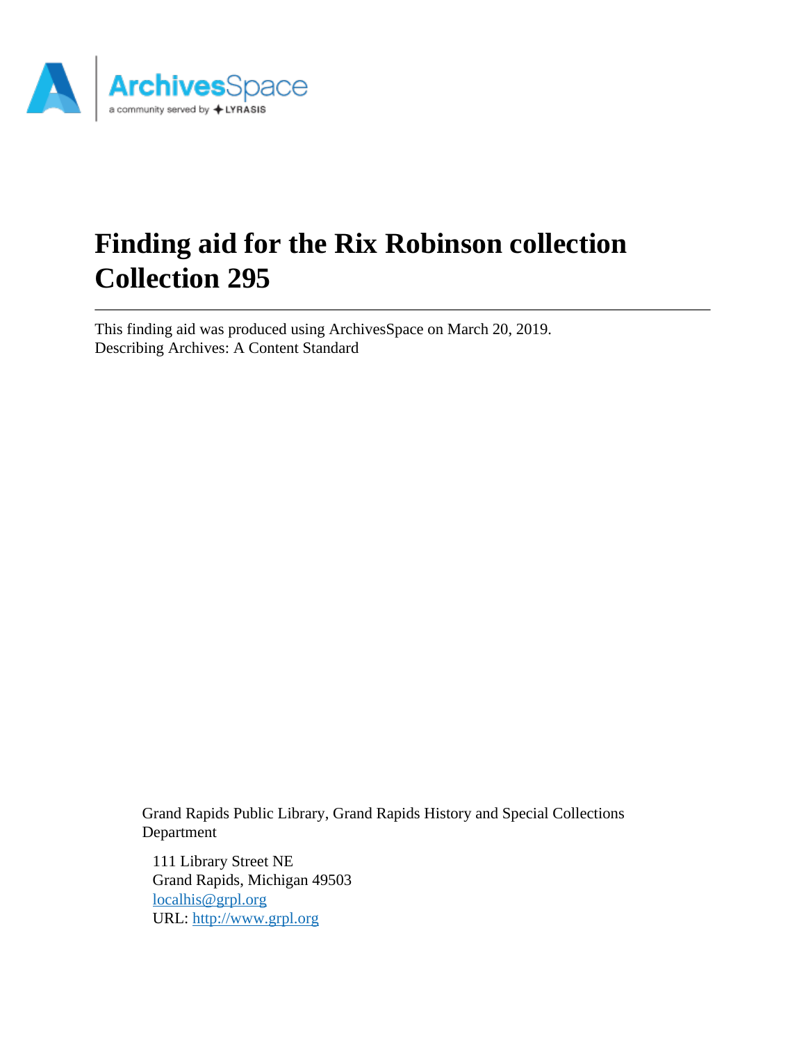# Finding aid for the Rix Robinson collection Collection 295

This finding aid was produced using ArchivesSpace on March 20, 2019.
Describing Archives: A Content Standard

Grand Rapids Public Library, Grand Rapids History and Special Collections Department

111 Library Street NE
Grand Rapids, Michigan 49503
localhis@grpl.org
URL: http://www.grpl.org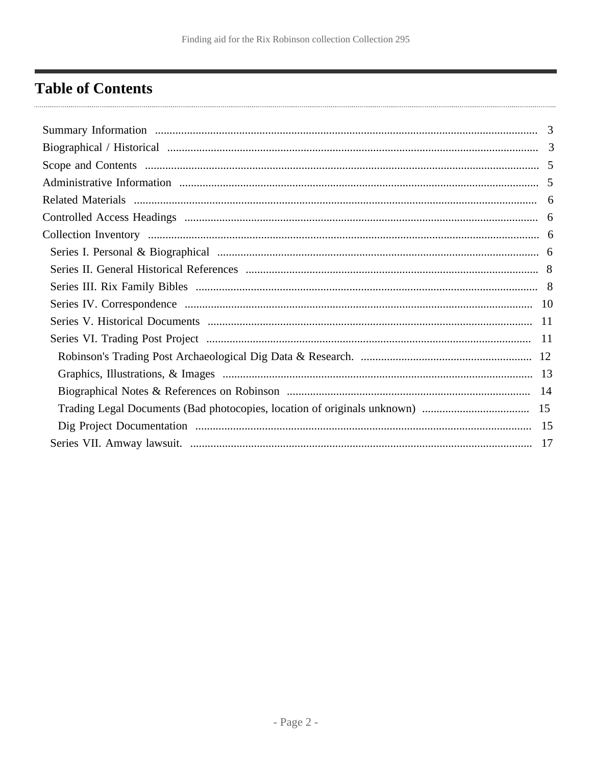# Table of Contents

- Summary Information ... 3
- Biographical / Historical ... 3
- Scope and Contents ... 5
- Administrative Information ... 5
- Related Materials ... 6
- Controlled Access Headings ... 6
- Collection Inventory ... 6
  - Series I. Personal & Biographical ... 6
  - Series II. General Historical References ... 8
  - Series III. Rix Family Bibles ... 8
  - Series IV. Correspondence ... 10
  - Series V. Historical Documents ... 11
  - Series VI. Trading Post Project ... 11
    - Robinson's Trading Post Archaeological Dig Data & Research. ... 12
    - Graphics, Illustrations, & Images ... 13
    - Biographical Notes & References on Robinson ... 14
    - Trading Legal Documents (Bad photocopies, location of originals unknown) ... 15
    - Dig Project Documentation ... 15
  - Series VII. Amway lawsuit. ... 17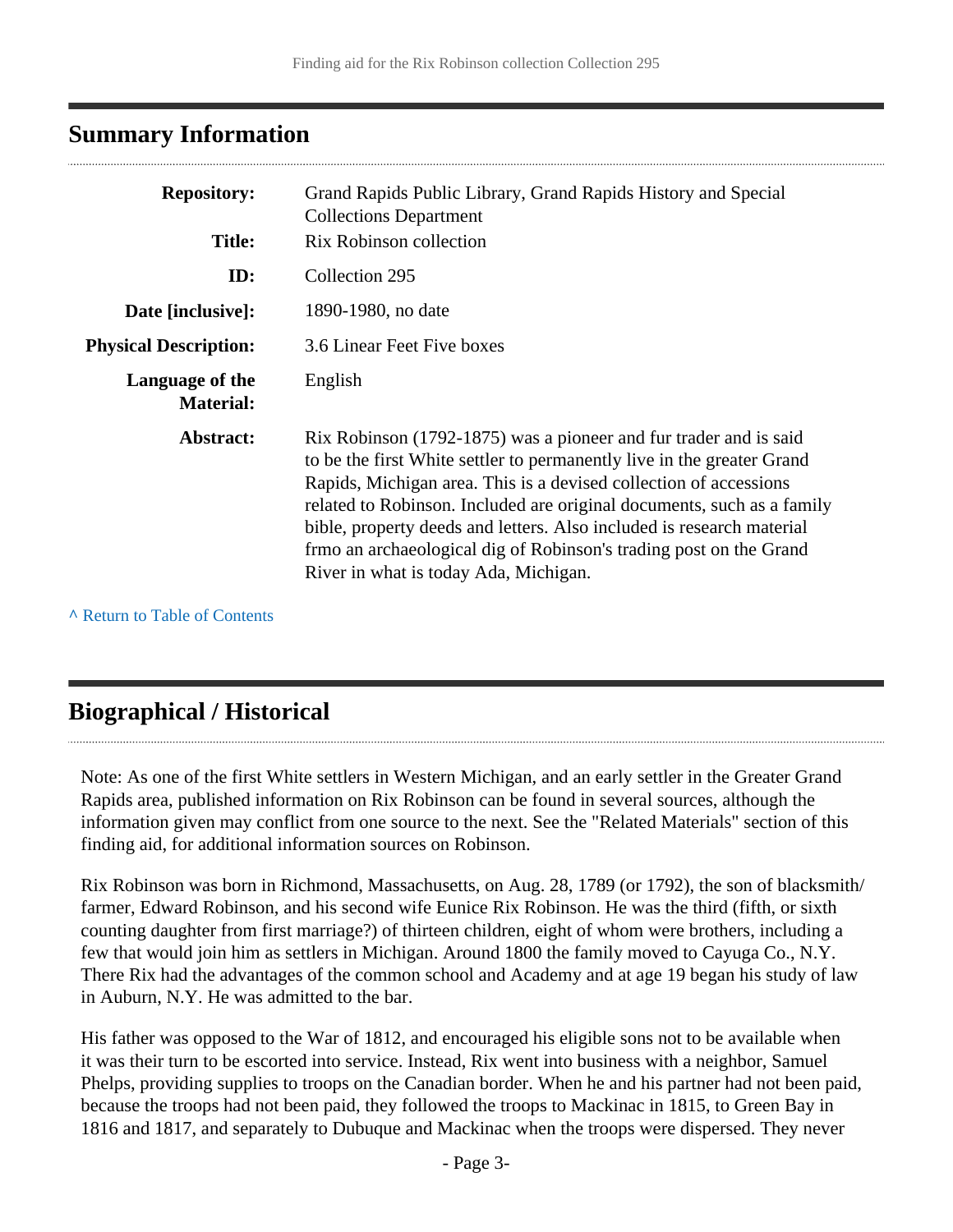## Summary Information

| | |
|---|---|
| **Repository:** | Grand Rapids Public Library, Grand Rapids History and Special Collections Department |
| **Title:** | Rix Robinson collection |
| **ID:** | Collection 295 |
| **Date [inclusive]:** | 1890-1980, no date |
| **Physical Description:** | 3.6 Linear Feet Five boxes |
| **Language of the Material:** | English |
| **Abstract:** | Rix Robinson (1792-1875) was a pioneer and fur trader and is said to be the first White settler to permanently live in the greater Grand Rapids, Michigan area. This is a devised collection of accessions related to Robinson. Included are original documents, such as a family bible, property deeds and letters. Also included is research material frmo an archaeological dig of Robinson's trading post on the Grand River in what is today Ada, Michigan. |

^ Return to Table of Contents

## Biographical / Historical

Note: As one of the first White settlers in Western Michigan, and an early settler in the Greater Grand Rapids area, published information on Rix Robinson can be found in several sources, although the information given may conflict from one source to the next. See the "Related Materials" section of this finding aid, for additional information sources on Robinson.

Rix Robinson was born in Richmond, Massachusetts, on Aug. 28, 1789 (or 1792), the son of blacksmith/ farmer, Edward Robinson, and his second wife Eunice Rix Robinson. He was the third (fifth, or sixth counting daughter from first marriage?) of thirteen children, eight of whom were brothers, including a few that would join him as settlers in Michigan. Around 1800 the family moved to Cayuga Co., N.Y. There Rix had the advantages of the common school and Academy and at age 19 began his study of law in Auburn, N.Y. He was admitted to the bar.

His father was opposed to the War of 1812, and encouraged his eligible sons not to be available when it was their turn to be escorted into service. Instead, Rix went into business with a neighbor, Samuel Phelps, providing supplies to troops on the Canadian border. When he and his partner had not been paid, because the troops had not been paid, they followed the troops to Mackinac in 1815, to Green Bay in 1816 and 1817, and separately to Dubuque and Mackinac when the troops were dispersed. They never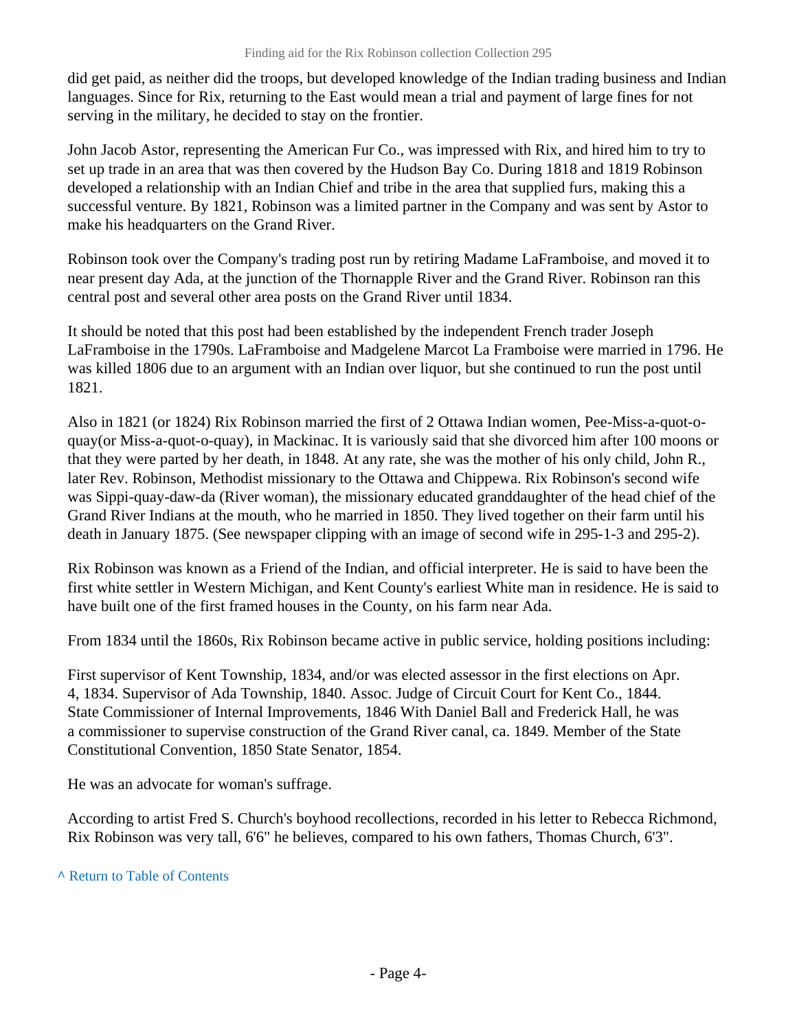did get paid, as neither did the troops, but developed knowledge of the Indian trading business and Indian languages. Since for Rix, returning to the East would mean a trial and payment of large fines for not serving in the military, he decided to stay on the frontier.

John Jacob Astor, representing the American Fur Co., was impressed with Rix, and hired him to try to set up trade in an area that was then covered by the Hudson Bay Co. During 1818 and 1819 Robinson developed a relationship with an Indian Chief and tribe in the area that supplied furs, making this a successful venture. By 1821, Robinson was a limited partner in the Company and was sent by Astor to make his headquarters on the Grand River.

Robinson took over the Company's trading post run by retiring Madame LaFramboise, and moved it to near present day Ada, at the junction of the Thornapple River and the Grand River. Robinson ran this central post and several other area posts on the Grand River until 1834.

It should be noted that this post had been established by the independent French trader Joseph LaFramboise in the 1790s. LaFramboise and Madgelene Marcot La Framboise were married in 1796. He was killed 1806 due to an argument with an Indian over liquor, but she continued to run the post until 1821.

Also in 1821 (or 1824) Rix Robinson married the first of 2 Ottawa Indian women, Pee-Miss-a-quot-o-quay(or Miss-a-quot-o-quay), in Mackinac. It is variously said that she divorced him after 100 moons or that they were parted by her death, in 1848. At any rate, she was the mother of his only child, John R., later Rev. Robinson, Methodist missionary to the Ottawa and Chippewa. Rix Robinson's second wife was Sippi-quay-daw-da (River woman), the missionary educated granddaughter of the head chief of the Grand River Indians at the mouth, who he married in 1850. They lived together on their farm until his death in January 1875. (See newspaper clipping with an image of second wife in 295-1-3 and 295-2).

Rix Robinson was known as a Friend of the Indian, and official interpreter. He is said to have been the first white settler in Western Michigan, and Kent County's earliest White man in residence. He is said to have built one of the first framed houses in the County, on his farm near Ada.

From 1834 until the 1860s, Rix Robinson became active in public service, holding positions including:

First supervisor of Kent Township, 1834, and/or was elected assessor in the first elections on Apr. 4, 1834. Supervisor of Ada Township, 1840. Assoc. Judge of Circuit Court for Kent Co., 1844. State Commissioner of Internal Improvements, 1846 With Daniel Ball and Frederick Hall, he was a commissioner to supervise construction of the Grand River canal, ca. 1849. Member of the State Constitutional Convention, 1850 State Senator, 1854.

He was an advocate for woman's suffrage.

According to artist Fred S. Church's boyhood recollections, recorded in his letter to Rebecca Richmond, Rix Robinson was very tall, 6'6" he believes, compared to his own fathers, Thomas Church, 6'3".

^ Return to Table of Contents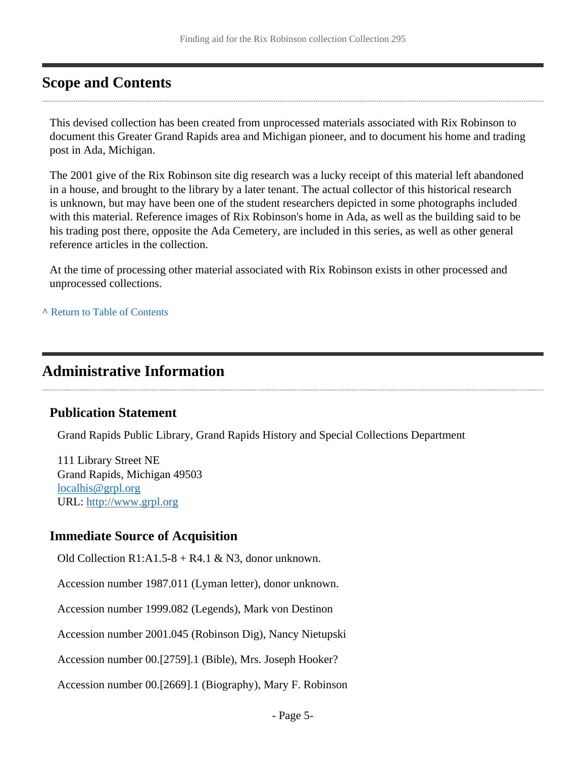## Scope and Contents

This devised collection has been created from unprocessed materials associated with Rix Robinson to document this Greater Grand Rapids area and Michigan pioneer, and to document his home and trading post in Ada, Michigan.

The 2001 give of the Rix Robinson site dig research was a lucky receipt of this material left abandoned in a house, and brought to the library by a later tenant. The actual collector of this historical research is unknown, but may have been one of the student researchers depicted in some photographs included with this material. Reference images of Rix Robinson's home in Ada, as well as the building said to be his trading post there, opposite the Ada Cemetery, are included in this series, as well as other general reference articles in the collection.

At the time of processing other material associated with Rix Robinson exists in other processed and unprocessed collections.

^ Return to Table of Contents

## Administrative Information

### Publication Statement

Grand Rapids Public Library, Grand Rapids History and Special Collections Department

111 Library Street NE
Grand Rapids, Michigan 49503
localhis@grpl.org
URL: http://www.grpl.org

### Immediate Source of Acquisition

Old Collection R1:A1.5-8 + R4.1 & N3, donor unknown.

Accession number 1987.011 (Lyman letter), donor unknown.

Accession number 1999.082 (Legends), Mark von Destinon

Accession number 2001.045 (Robinson Dig), Nancy Nietupski

Accession number 00.[2759].1 (Bible), Mrs. Joseph Hooker?

Accession number 00.[2669].1 (Biography), Mary F. Robinson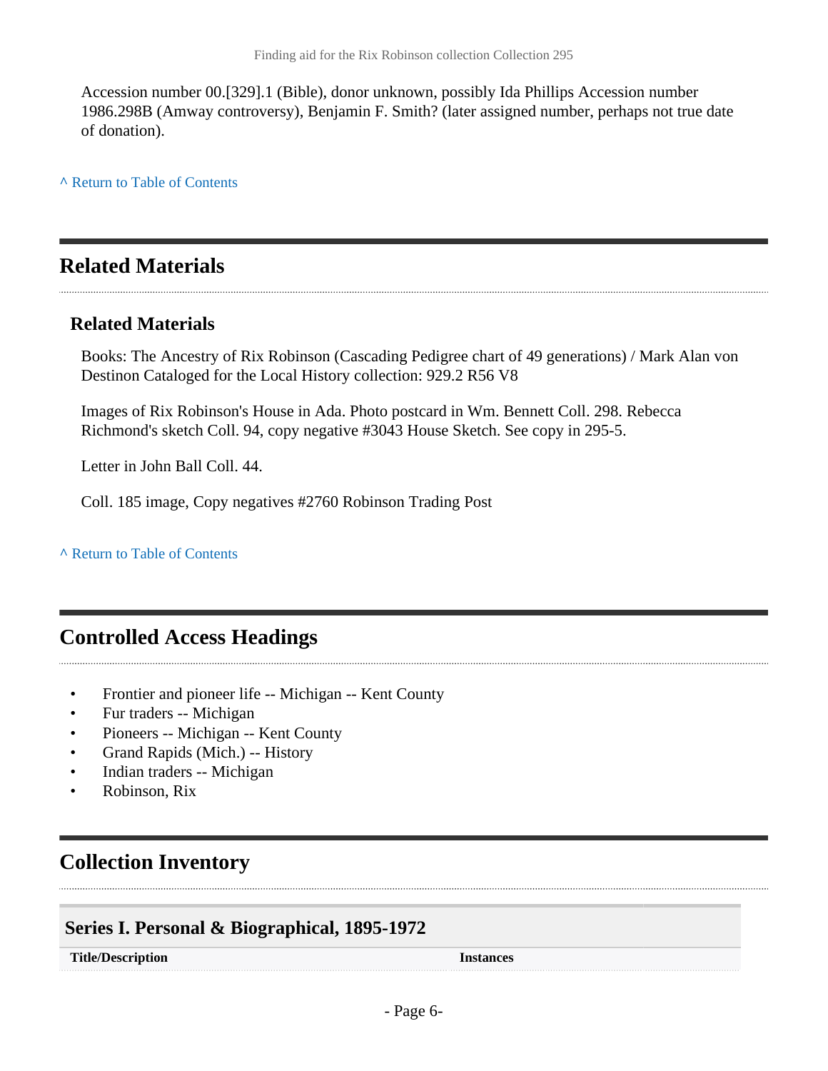Accession number 00.[329].1 (Bible), donor unknown, possibly Ida Phillips Accession number 1986.298B (Amway controversy), Benjamin F. Smith? (later assigned number, perhaps not true date of donation).

^ Return to Table of Contents

## Related Materials

### Related Materials

Books: The Ancestry of Rix Robinson (Cascading Pedigree chart of 49 generations) / Mark Alan von Destinon Cataloged for the Local History collection: 929.2 R56 V8

Images of Rix Robinson's House in Ada. Photo postcard in Wm. Bennett Coll. 298. Rebecca Richmond's sketch Coll. 94, copy negative #3043 House Sketch. See copy in 295-5.

Letter in John Ball Coll. 44.

Coll. 185 image, Copy negatives #2760 Robinson Trading Post

^ Return to Table of Contents

## Controlled Access Headings

- Frontier and pioneer life -- Michigan -- Kent County
- Fur traders -- Michigan
- Pioneers -- Michigan -- Kent County
- Grand Rapids (Mich.) -- History
- Indian traders -- Michigan
- Robinson, Rix

## Collection Inventory

### Series I. Personal & Biographical, 1895-1972

| Title/Description | Instances |
| --- | --- |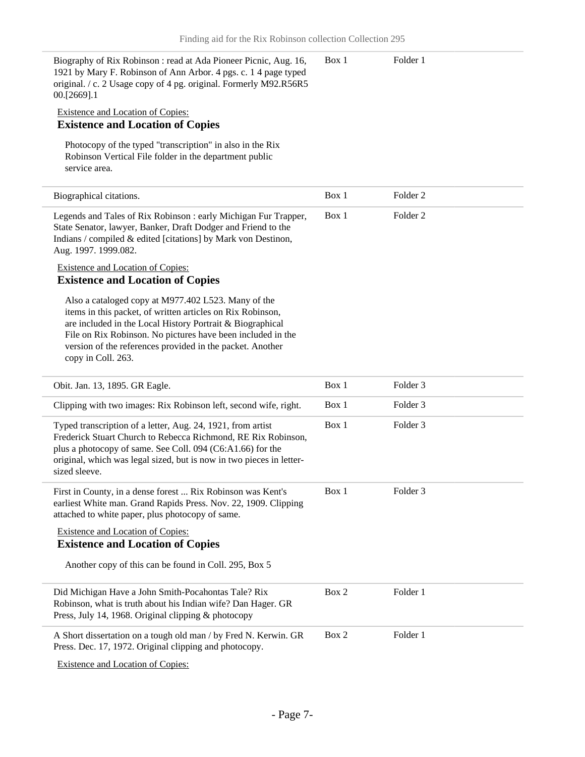| | | |
|---|---|---|
| Biography of Rix Robinson : read at Ada Pioneer Picnic, Aug. 16, 1921 by Mary F. Robinson of Ann Arbor. 4 pgs. c. 1 4 page typed original. / c. 2 Usage copy of 4 pg. original. Formerly M92.R56R5 00.[2669].1 | Box 1 | Folder 1 |

Existence and Location of Copies:

**Existence and Location of Copies**

Photocopy of the typed "transcription" in also in the Rix Robinson Vertical File folder in the department public service area.

| | | |
|---|---|---|
| Biographical citations. | Box 1 | Folder 2 |
| Legends and Tales of Rix Robinson : early Michigan Fur Trapper, State Senator, lawyer, Banker, Draft Dodger and Friend to the Indians / compiled & edited [citations] by Mark von Destinon, Aug. 1997. 1999.082. | Box 1 | Folder 2 |

Existence and Location of Copies:

**Existence and Location of Copies**

Also a cataloged copy at M977.402 L523. Many of the items in this packet, of written articles on Rix Robinson, are included in the Local History Portrait & Biographical File on Rix Robinson. No pictures have been included in the version of the references provided in the packet. Another copy in Coll. 263.

| | | |
|---|---|---|
| Obit. Jan. 13, 1895. GR Eagle. | Box 1 | Folder 3 |
| Clipping with two images: Rix Robinson left, second wife, right. | Box 1 | Folder 3 |
| Typed transcription of a letter, Aug. 24, 1921, from artist Frederick Stuart Church to Rebecca Richmond, RE Rix Robinson, plus a photocopy of same. See Coll. 094 (C6:A1.66) for the original, which was legal sized, but is now in two pieces in letter-sized sleeve. | Box 1 | Folder 3 |
| First in County, in a dense forest ... Rix Robinson was Kent's earliest White man. Grand Rapids Press. Nov. 22, 1909. Clipping attached to white paper, plus photocopy of same. | Box 1 | Folder 3 |

Existence and Location of Copies:

**Existence and Location of Copies**

Another copy of this can be found in Coll. 295, Box 5

| | | |
|---|---|---|
| Did Michigan Have a John Smith-Pocahontas Tale? Rix Robinson, what is truth about his Indian wife? Dan Hager. GR Press, July 14, 1968. Original clipping & photocopy | Box 2 | Folder 1 |
| A Short dissertation on a tough old man / by Fred N. Kerwin. GR Press. Dec. 17, 1972. Original clipping and photocopy. | Box 2 | Folder 1 |

Existence and Location of Copies: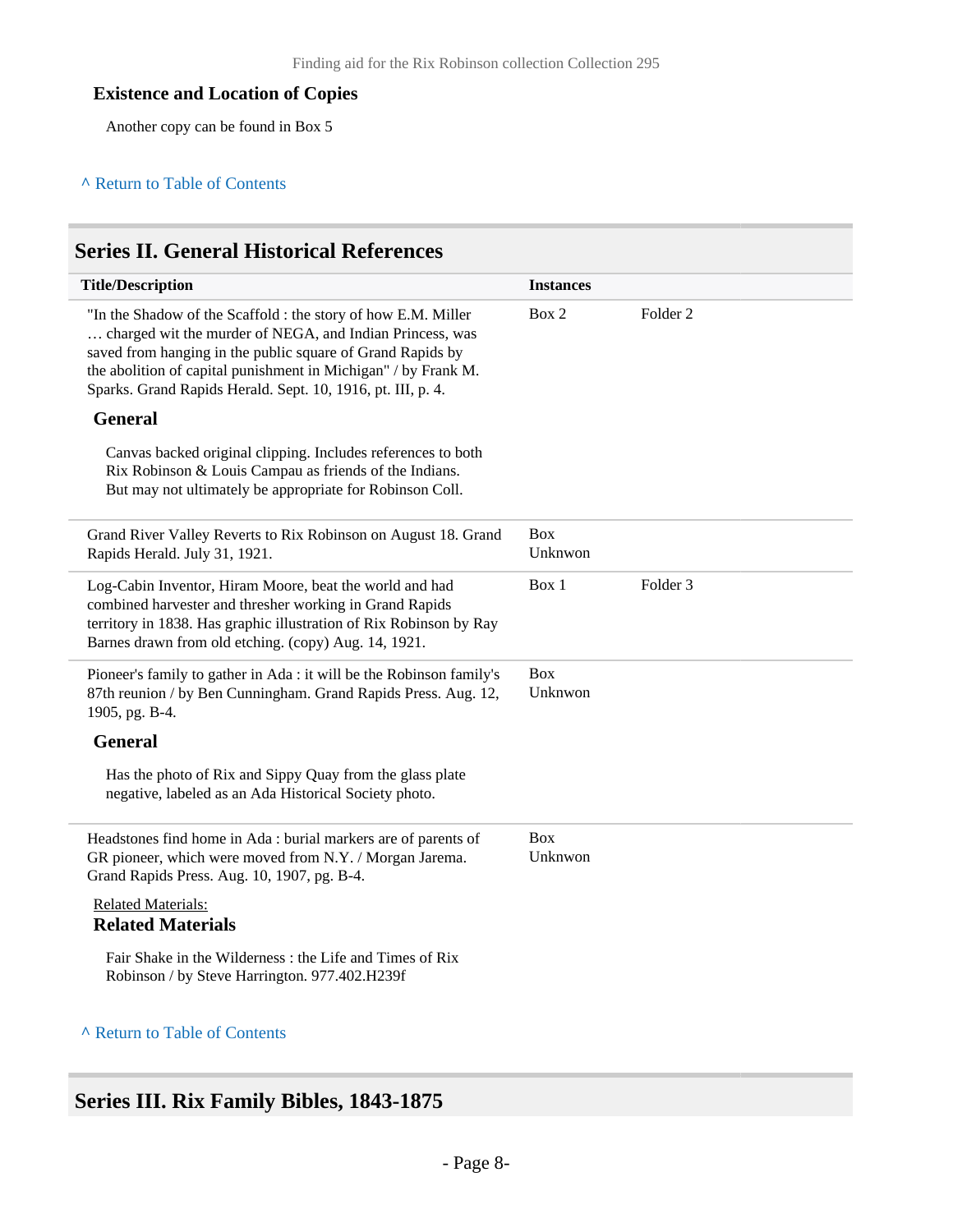### Existence and Location of Copies

Another copy can be found in Box 5

^ Return to Table of Contents

## Series II. General Historical References

| Title/Description | Instances | |
|---|---|---|
| "In the Shadow of the Scaffold : the story of how E.M. Miller … charged wit the murder of NEGA, and Indian Princess, was saved from hanging in the public square of Grand Rapids by the abolition of capital punishment in Michigan" / by Frank M. Sparks. Grand Rapids Herald. Sept. 10, 1916, pt. III, p. 4. **General** Canvas backed original clipping. Includes references to both Rix Robinson & Louis Campau as friends of the Indians. But may not ultimately be appropriate for Robinson Coll. | Box 2 | Folder 2 |
| Grand River Valley Reverts to Rix Robinson on August 18. Grand Rapids Herald. July 31, 1921. | Box Unknwon | |
| Log-Cabin Inventor, Hiram Moore, beat the world and had combined harvester and thresher working in Grand Rapids territory in 1838. Has graphic illustration of Rix Robinson by Ray Barnes drawn from old etching. (copy) Aug. 14, 1921. | Box 1 | Folder 3 |
| Pioneer's family to gather in Ada : it will be the Robinson family's 87th reunion / by Ben Cunningham. Grand Rapids Press. Aug. 12, 1905, pg. B-4. **General** Has the photo of Rix and Sippy Quay from the glass plate negative, labeled as an Ada Historical Society photo. | Box Unknwon | |
| Headstones find home in Ada : burial markers are of parents of GR pioneer, which were moved from N.Y. / Morgan Jarema. Grand Rapids Press. Aug. 10, 1907, pg. B-4. Related Materials: **Related Materials** Fair Shake in the Wilderness : the Life and Times of Rix Robinson / by Steve Harrington. 977.402.H239f | Box Unknwon | |

^ Return to Table of Contents

## Series III. Rix Family Bibles, 1843-1875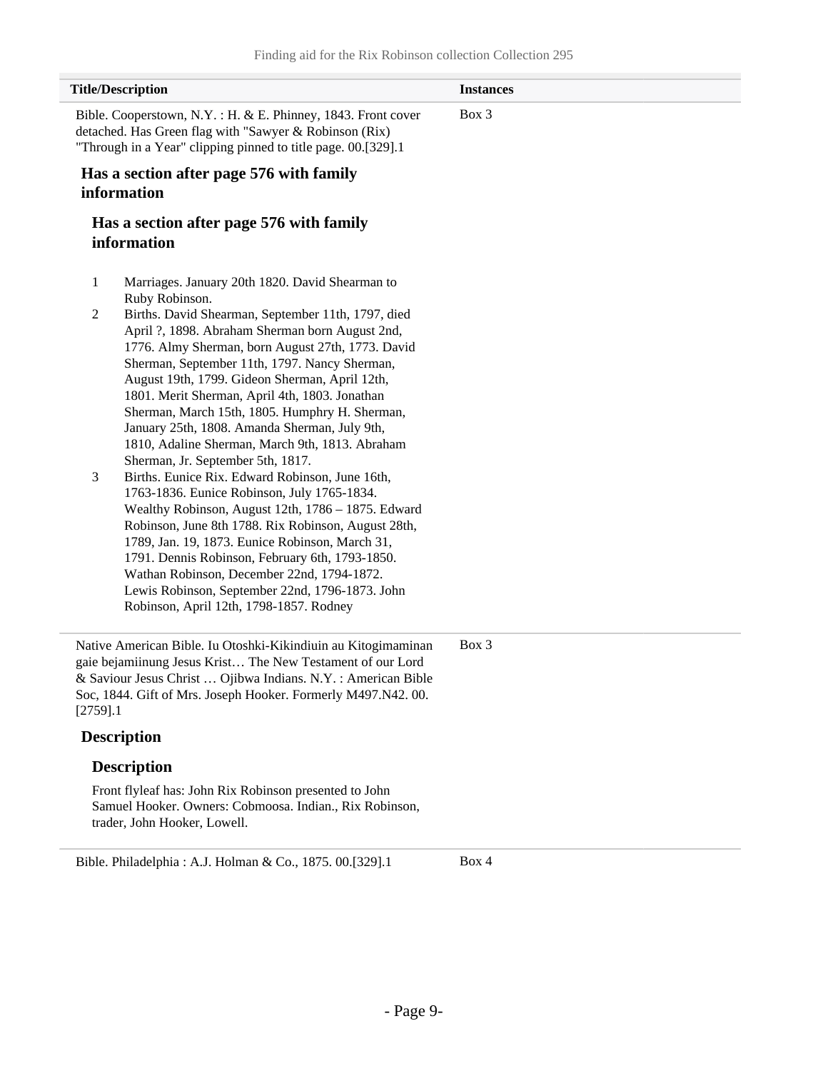| Title/Description | Instances |
| --- | --- |
| Bible. Cooperstown, N.Y. : H. & E. Phinney, 1843. Front cover detached. Has Green flag with "Sawyer & Robinson (Rix) "Through in a Year" clipping pinned to title page. 00.[329].1 | Box 3 |

### Has a section after page 576 with family information

#### Has a section after page 576 with family information

1. Marriages. January 20th 1820. David Shearman to Ruby Robinson.
2. Births. David Shearman, September 11th, 1797, died April ?, 1898. Abraham Sherman born August 2nd, 1776. Almy Sherman, born August 27th, 1773. David Sherman, September 11th, 1797. Nancy Sherman, August 19th, 1799. Gideon Sherman, April 12th, 1801. Merit Sherman, April 4th, 1803. Jonathan Sherman, March 15th, 1805. Humphry H. Sherman, January 25th, 1808. Amanda Sherman, July 9th, 1810, Adaline Sherman, March 9th, 1813. Abraham Sherman, Jr. September 5th, 1817.
3. Births. Eunice Rix. Edward Robinson, June 16th, 1763-1836. Eunice Robinson, July 1765-1834. Wealthy Robinson, August 12th, 1786 – 1875. Edward Robinson, June 8th 1788. Rix Robinson, August 28th, 1789, Jan. 19, 1873. Eunice Robinson, March 31, 1791. Dennis Robinson, February 6th, 1793-1850. Wathan Robinson, December 22nd, 1794-1872. Lewis Robinson, September 22nd, 1796-1873. John Robinson, April 12th, 1798-1857. Rodney

| Title/Description | Instances |
| --- | --- |
| Native American Bible. Iu Otoshki-Kikindiuin au Kitogimaminan gaie bejamiinung Jesus Krist… The New Testament of our Lord & Saviour Jesus Christ … Ojibwa Indians. N.Y. : American Bible Soc, 1844. Gift of Mrs. Joseph Hooker. Formerly M497.N42. 00.[2759].1 | Box 3 |

### Description

#### Description

Front flyleaf has: John Rix Robinson presented to John Samuel Hooker. Owners: Cobmoosa. Indian., Rix Robinson, trader, John Hooker, Lowell.

| Title/Description | Instances |
| --- | --- |
| Bible. Philadelphia : A.J. Holman & Co., 1875. 00.[329].1 | Box 4 |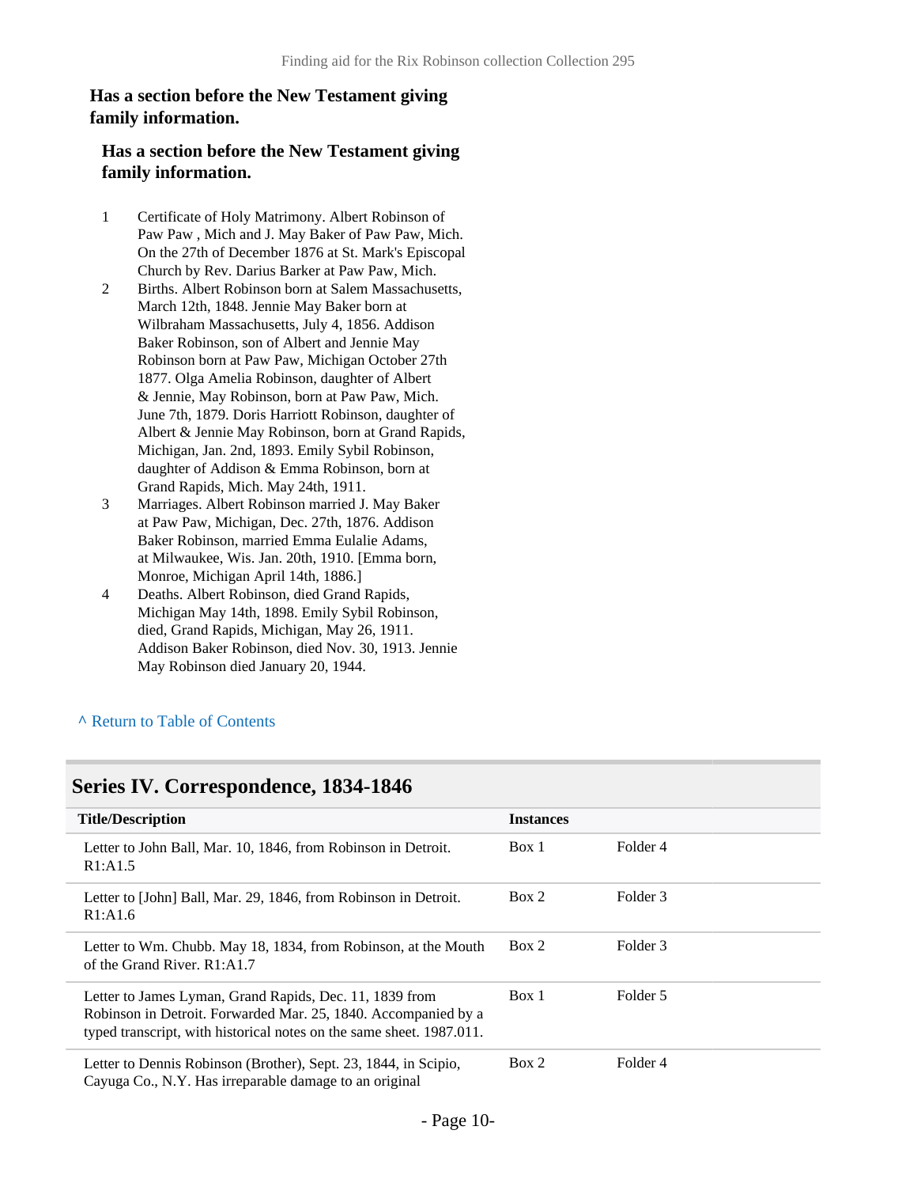**Has a section before the New Testament giving family information.**

**Has a section before the New Testament giving family information.**

1. Certificate of Holy Matrimony. Albert Robinson of Paw Paw , Mich and J. May Baker of Paw Paw, Mich. On the 27th of December 1876 at St. Mark's Episcopal Church by Rev. Darius Barker at Paw Paw, Mich.
2. Births. Albert Robinson born at Salem Massachusetts, March 12th, 1848. Jennie May Baker born at Wilbraham Massachusetts, July 4, 1856. Addison Baker Robinson, son of Albert and Jennie May Robinson born at Paw Paw, Michigan October 27th 1877. Olga Amelia Robinson, daughter of Albert & Jennie, May Robinson, born at Paw Paw, Mich. June 7th, 1879. Doris Harriott Robinson, daughter of Albert & Jennie May Robinson, born at Grand Rapids, Michigan, Jan. 2nd, 1893. Emily Sybil Robinson, daughter of Addison & Emma Robinson, born at Grand Rapids, Mich. May 24th, 1911.
3. Marriages. Albert Robinson married J. May Baker at Paw Paw, Michigan, Dec. 27th, 1876. Addison Baker Robinson, married Emma Eulalie Adams, at Milwaukee, Wis. Jan. 20th, 1910. [Emma born, Monroe, Michigan April 14th, 1886.]
4. Deaths. Albert Robinson, died Grand Rapids, Michigan May 14th, 1898. Emily Sybil Robinson, died, Grand Rapids, Michigan, May 26, 1911. Addison Baker Robinson, died Nov. 30, 1913. Jennie May Robinson died January 20, 1944.

^ Return to Table of Contents

## Series IV. Correspondence, 1834-1846

| Title/Description | Instances | |
|---|---|---|
| Letter to John Ball, Mar. 10, 1846, from Robinson in Detroit. R1:A1.5 | Box 1 | Folder 4 |
| Letter to [John] Ball, Mar. 29, 1846, from Robinson in Detroit. R1:A1.6 | Box 2 | Folder 3 |
| Letter to Wm. Chubb. May 18, 1834, from Robinson, at the Mouth of the Grand River. R1:A1.7 | Box 2 | Folder 3 |
| Letter to James Lyman, Grand Rapids, Dec. 11, 1839 from Robinson in Detroit. Forwarded Mar. 25, 1840. Accompanied by a typed transcript, with historical notes on the same sheet. 1987.011. | Box 1 | Folder 5 |
| Letter to Dennis Robinson (Brother), Sept. 23, 1844, in Scipio, Cayuga Co., N.Y. Has irreparable damage to an original | Box 2 | Folder 4 |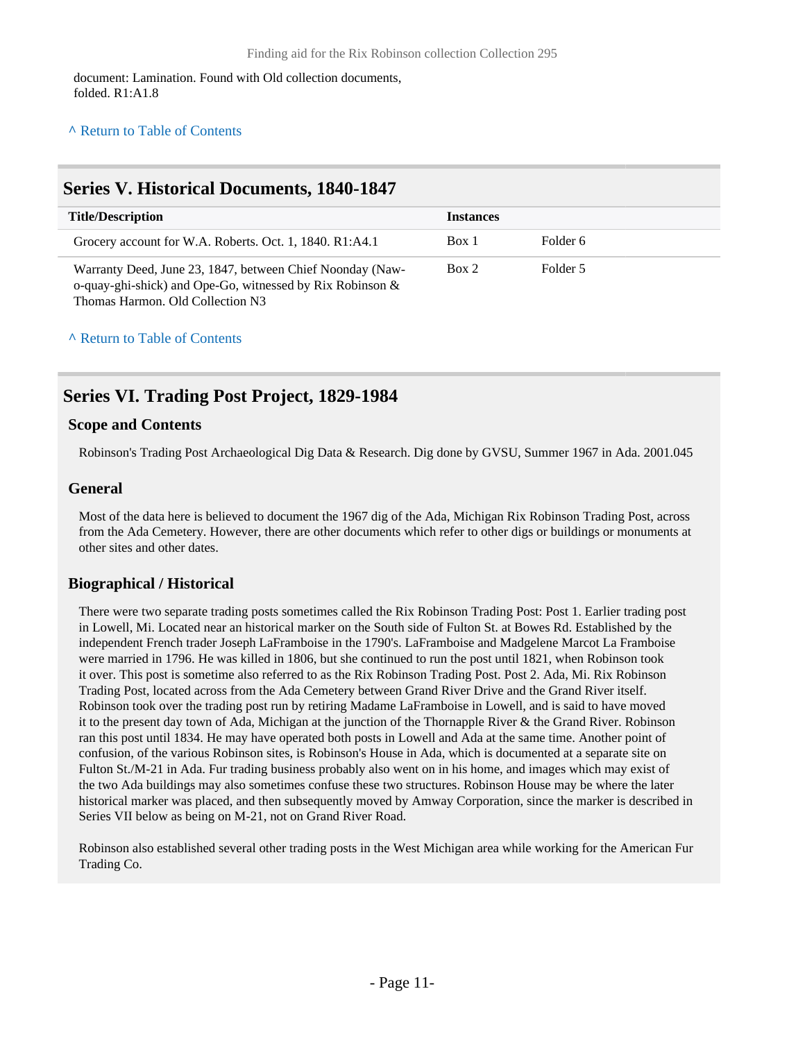document: Lamination. Found with Old collection documents, folded. R1:A1.8

^ Return to Table of Contents

## Series V. Historical Documents, 1840-1847

| Title/Description | Instances | |
|---|---|---|
| Grocery account for W.A. Roberts. Oct. 1, 1840. R1:A4.1 | Box 1 | Folder 6 |
| Warranty Deed, June 23, 1847, between Chief Noonday (Naw-o-quay-ghi-shick) and Ope-Go, witnessed by Rix Robinson & Thomas Harmon. Old Collection N3 | Box 2 | Folder 5 |

^ Return to Table of Contents

## Series VI. Trading Post Project, 1829-1984

### Scope and Contents

Robinson's Trading Post Archaeological Dig Data & Research. Dig done by GVSU, Summer 1967 in Ada. 2001.045

### General

Most of the data here is believed to document the 1967 dig of the Ada, Michigan Rix Robinson Trading Post, across from the Ada Cemetery. However, there are other documents which refer to other digs or buildings or monuments at other sites and other dates.

### Biographical / Historical

There were two separate trading posts sometimes called the Rix Robinson Trading Post: Post 1. Earlier trading post in Lowell, Mi. Located near an historical marker on the South side of Fulton St. at Bowes Rd. Established by the independent French trader Joseph LaFramboise in the 1790's. LaFramboise and Madgelene Marcot La Framboise were married in 1796. He was killed in 1806, but she continued to run the post until 1821, when Robinson took it over. This post is sometime also referred to as the Rix Robinson Trading Post. Post 2. Ada, Mi. Rix Robinson Trading Post, located across from the Ada Cemetery between Grand River Drive and the Grand River itself. Robinson took over the trading post run by retiring Madame LaFramboise in Lowell, and is said to have moved it to the present day town of Ada, Michigan at the junction of the Thornapple River & the Grand River. Robinson ran this post until 1834. He may have operated both posts in Lowell and Ada at the same time. Another point of confusion, of the various Robinson sites, is Robinson's House in Ada, which is documented at a separate site on Fulton St./M-21 in Ada. Fur trading business probably also went on in his home, and images which may exist of the two Ada buildings may also sometimes confuse these two structures. Robinson House may be where the later historical marker was placed, and then subsequently moved by Amway Corporation, since the marker is described in Series VII below as being on M-21, not on Grand River Road.

Robinson also established several other trading posts in the West Michigan area while working for the American Fur Trading Co.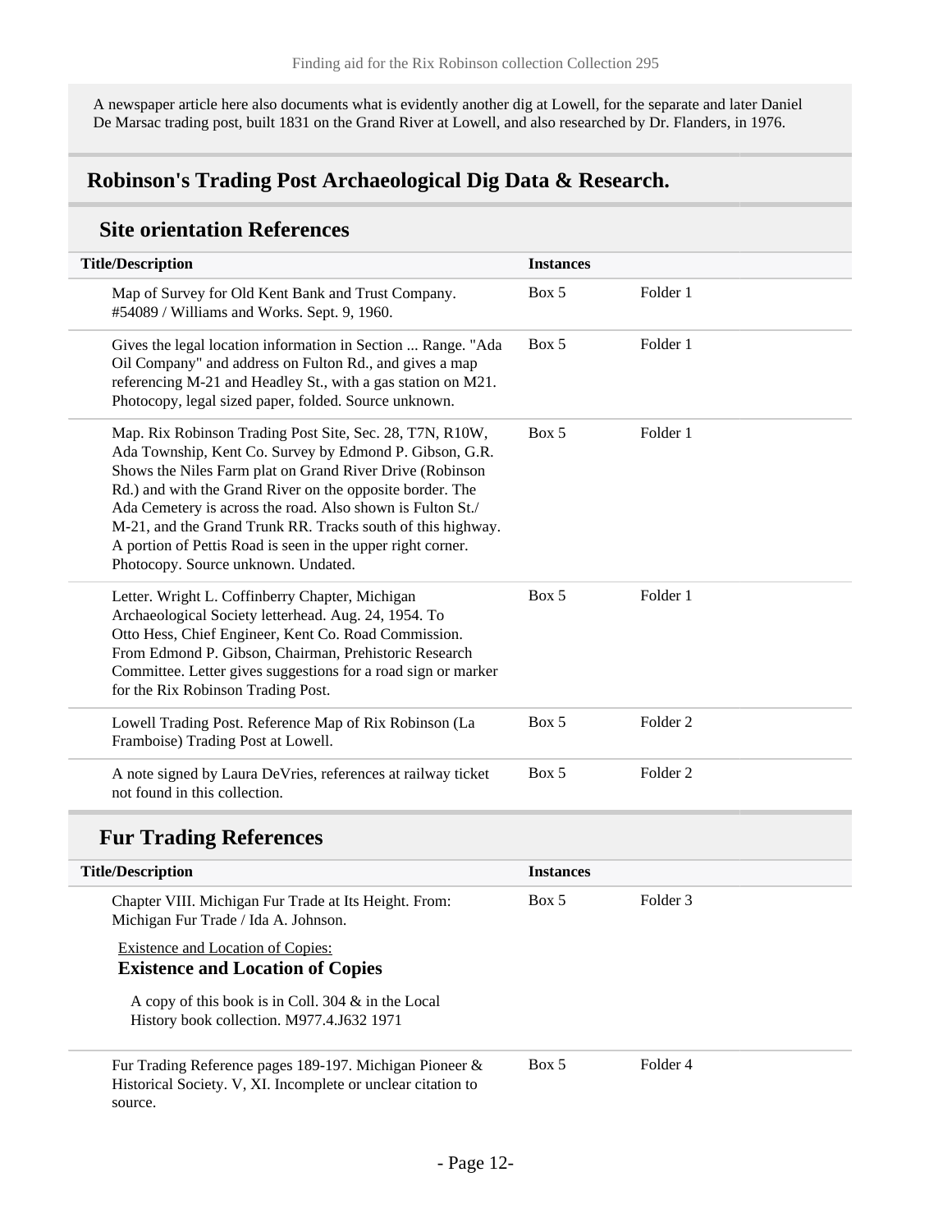A newspaper article here also documents what is evidently another dig at Lowell, for the separate and later Daniel De Marsac trading post, built 1831 on the Grand River at Lowell, and also researched by Dr. Flanders, in 1976.

## Robinson's Trading Post Archaeological Dig Data & Research.

### Site orientation References

| Title/Description | Instances | |
|---|---|---|
| Map of Survey for Old Kent Bank and Trust Company. #54089 / Williams and Works. Sept. 9, 1960. | Box 5 | Folder 1 |
| Gives the legal location information in Section ... Range. "Ada Oil Company" and address on Fulton Rd., and gives a map referencing M-21 and Headley St., with a gas station on M21. Photocopy, legal sized paper, folded. Source unknown. | Box 5 | Folder 1 |
| Map. Rix Robinson Trading Post Site, Sec. 28, T7N, R10W, Ada Township, Kent Co. Survey by Edmond P. Gibson, G.R. Shows the Niles Farm plat on Grand River Drive (Robinson Rd.) and with the Grand River on the opposite border. The Ada Cemetery is across the road. Also shown is Fulton St./ M-21, and the Grand Trunk RR. Tracks south of this highway. A portion of Pettis Road is seen in the upper right corner. Photocopy. Source unknown. Undated. | Box 5 | Folder 1 |
| Letter. Wright L. Coffinberry Chapter, Michigan Archaeological Society letterhead. Aug. 24, 1954. To Otto Hess, Chief Engineer, Kent Co. Road Commission. From Edmond P. Gibson, Chairman, Prehistoric Research Committee. Letter gives suggestions for a road sign or marker for the Rix Robinson Trading Post. | Box 5 | Folder 1 |
| Lowell Trading Post. Reference Map of Rix Robinson (La Framboise) Trading Post at Lowell. | Box 5 | Folder 2 |
| A note signed by Laura DeVries, references at railway ticket not found in this collection. | Box 5 | Folder 2 |

### Fur Trading References

| Title/Description | Instances | |
|---|---|---|
| Chapter VIII. Michigan Fur Trade at Its Height. From: Michigan Fur Trade / Ida A. Johnson.<br><br>Existence and Location of Copies:<br>**Existence and Location of Copies**<br><br>A copy of this book is in Coll. 304 & in the Local History book collection. M977.4.J632 1971 | Box 5 | Folder 3 |
| Fur Trading Reference pages 189-197. Michigan Pioneer & Historical Society. V, XI. Incomplete or unclear citation to source. | Box 5 | Folder 4 |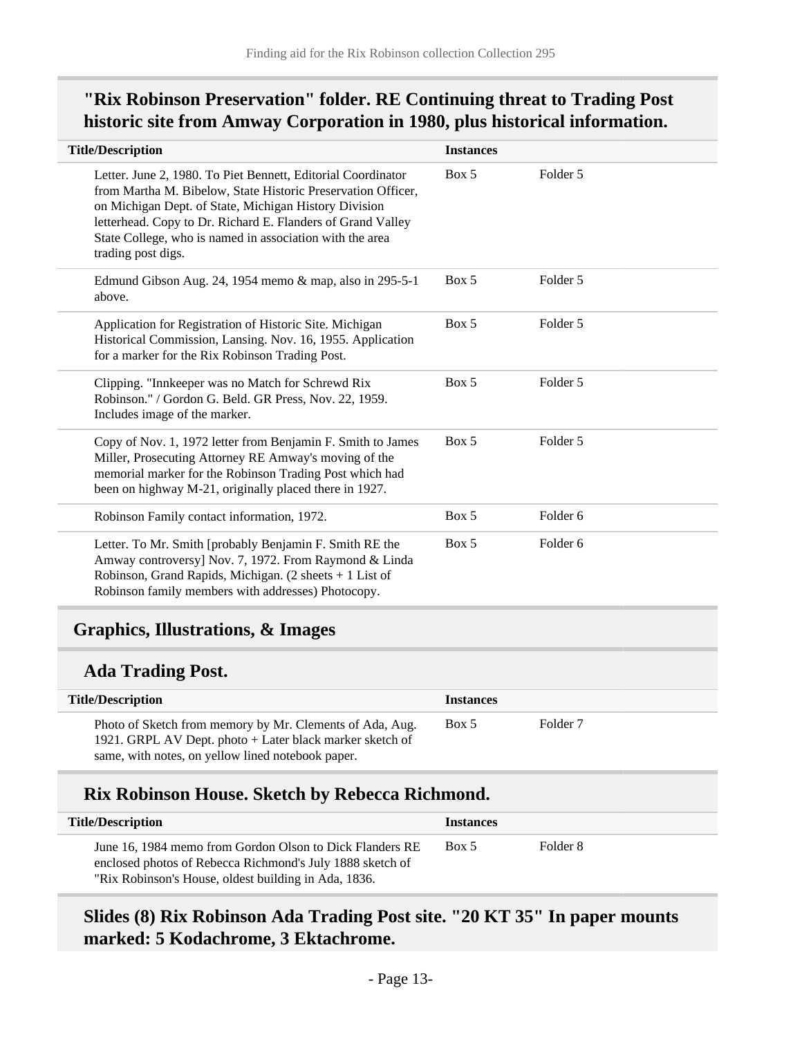### "Rix Robinson Preservation" folder. RE Continuing threat to Trading Post historic site from Amway Corporation in 1980, plus historical information.

| Title/Description | Instances | |
|---|---|---|
| Letter. June 2, 1980. To Piet Bennett, Editorial Coordinator from Martha M. Bibelow, State Historic Preservation Officer, on Michigan Dept. of State, Michigan History Division letterhead. Copy to Dr. Richard E. Flanders of Grand Valley State College, who is named in association with the area trading post digs. | Box 5 | Folder 5 |
| Edmund Gibson Aug. 24, 1954 memo & map, also in 295-5-1 above. | Box 5 | Folder 5 |
| Application for Registration of Historic Site. Michigan Historical Commission, Lansing. Nov. 16, 1955. Application for a marker for the Rix Robinson Trading Post. | Box 5 | Folder 5 |
| Clipping. "Innkeeper was no Match for Schrewd Rix Robinson." / Gordon G. Beld. GR Press, Nov. 22, 1959. Includes image of the marker. | Box 5 | Folder 5 |
| Copy of Nov. 1, 1972 letter from Benjamin F. Smith to James Miller, Prosecuting Attorney RE Amway's moving of the memorial marker for the Robinson Trading Post which had been on highway M-21, originally placed there in 1927. | Box 5 | Folder 5 |
| Robinson Family contact information, 1972. | Box 5 | Folder 6 |
| Letter. To Mr. Smith [probably Benjamin F. Smith RE the Amway controversy] Nov. 7, 1972. From Raymond & Linda Robinson, Grand Rapids, Michigan. (2 sheets + 1 List of Robinson family members with addresses) Photocopy. | Box 5 | Folder 6 |

## Graphics, Illustrations, & Images

### Ada Trading Post.

| Title/Description | Instances | |
|---|---|---|
| Photo of Sketch from memory by Mr. Clements of Ada, Aug. 1921. GRPL AV Dept. photo + Later black marker sketch of same, with notes, on yellow lined notebook paper. | Box 5 | Folder 7 |

### Rix Robinson House. Sketch by Rebecca Richmond.

| Title/Description | Instances | |
|---|---|---|
| June 16, 1984 memo from Gordon Olson to Dick Flanders RE enclosed photos of Rebecca Richmond's July 1888 sketch of "Rix Robinson's House, oldest building in Ada, 1836. | Box 5 | Folder 8 |

### Slides (8) Rix Robinson Ada Trading Post site. "20 KT 35" In paper mounts marked: 5 Kodachrome, 3 Ektachrome.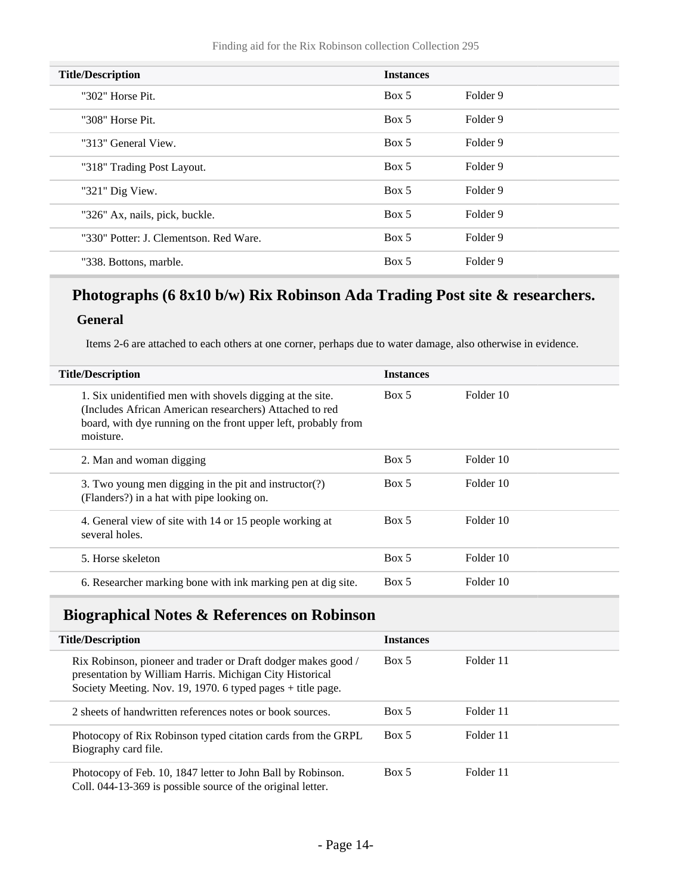| Title/Description | Instances | |
|---|---|---|
| "302" Horse Pit. | Box 5 | Folder 9 |
| "308" Horse Pit. | Box 5 | Folder 9 |
| "313" General View. | Box 5 | Folder 9 |
| "318" Trading Post Layout. | Box 5 | Folder 9 |
| "321" Dig View. | Box 5 | Folder 9 |
| "326" Ax, nails, pick, buckle. | Box 5 | Folder 9 |
| "330" Potter: J. Clementson. Red Ware. | Box 5 | Folder 9 |
| "338. Bottons, marble. | Box 5 | Folder 9 |

## Photographs (6 8x10 b/w) Rix Robinson Ada Trading Post site & researchers.

### General

Items 2-6 are attached to each others at one corner, perhaps due to water damage, also otherwise in evidence.

| Title/Description | Instances | |
|---|---|---|
| 1. Six unidentified men with shovels digging at the site. (Includes African American researchers) Attached to red board, with dye running on the front upper left, probably from moisture. | Box 5 | Folder 10 |
| 2. Man and woman digging | Box 5 | Folder 10 |
| 3. Two young men digging in the pit and instructor(?) (Flanders?) in a hat with pipe looking on. | Box 5 | Folder 10 |
| 4. General view of site with 14 or 15 people working at several holes. | Box 5 | Folder 10 |
| 5. Horse skeleton | Box 5 | Folder 10 |
| 6. Researcher marking bone with ink marking pen at dig site. | Box 5 | Folder 10 |

## Biographical Notes & References on Robinson

| Title/Description | Instances | |
|---|---|---|
| Rix Robinson, pioneer and trader or Draft dodger makes good / presentation by William Harris. Michigan City Historical Society Meeting. Nov. 19, 1970. 6 typed pages + title page. | Box 5 | Folder 11 |
| 2 sheets of handwritten references notes or book sources. | Box 5 | Folder 11 |
| Photocopy of Rix Robinson typed citation cards from the GRPL Biography card file. | Box 5 | Folder 11 |
| Photocopy of Feb. 10, 1847 letter to John Ball by Robinson. Coll. 044-13-369 is possible source of the original letter. | Box 5 | Folder 11 |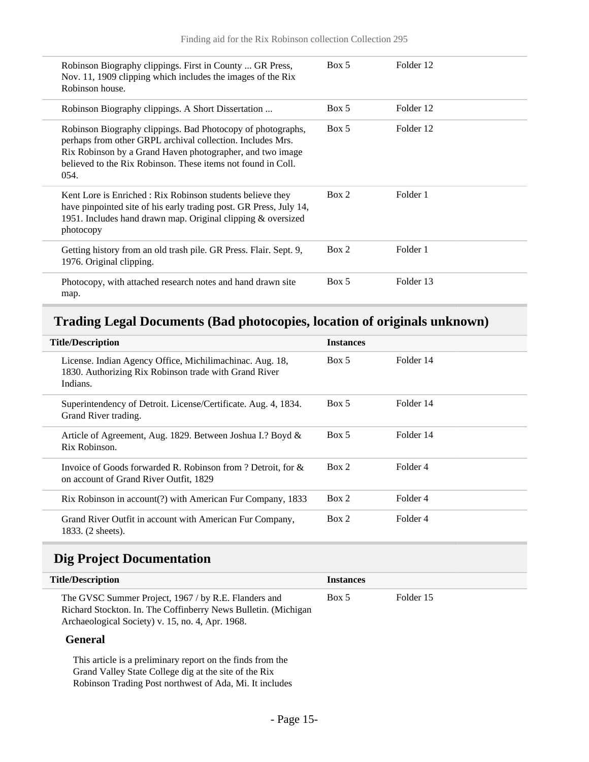| | | |
|---|---|---|
| Robinson Biography clippings. First in County ... GR Press, Nov. 11, 1909 clipping which includes the images of the Rix Robinson house. | Box 5 | Folder 12 |
| Robinson Biography clippings. A Short Dissertation ... | Box 5 | Folder 12 |
| Robinson Biography clippings. Bad Photocopy of photographs, perhaps from other GRPL archival collection. Includes Mrs. Rix Robinson by a Grand Haven photographer, and two image believed to the Rix Robinson. These items not found in Coll. 054. | Box 5 | Folder 12 |
| Kent Lore is Enriched : Rix Robinson students believe they have pinpointed site of his early trading post. GR Press, July 14, 1951. Includes hand drawn map. Original clipping & oversized photocopy | Box 2 | Folder 1 |
| Getting history from an old trash pile. GR Press. Flair. Sept. 9, 1976. Original clipping. | Box 2 | Folder 1 |
| Photocopy, with attached research notes and hand drawn site map. | Box 5 | Folder 13 |

## Trading Legal Documents (Bad photocopies, location of originals unknown)

| Title/Description | Instances | |
|---|---|---|
| License. Indian Agency Office, Michilimachinac. Aug. 18, 1830. Authorizing Rix Robinson trade with Grand River Indians. | Box 5 | Folder 14 |
| Superintendency of Detroit. License/Certificate. Aug. 4, 1834. Grand River trading. | Box 5 | Folder 14 |
| Article of Agreement, Aug. 1829. Between Joshua I.? Boyd & Rix Robinson. | Box 5 | Folder 14 |
| Invoice of Goods forwarded R. Robinson from ? Detroit, for & on account of Grand River Outfit, 1829 | Box 2 | Folder 4 |
| Rix Robinson in account(?) with American Fur Company, 1833 | Box 2 | Folder 4 |
| Grand River Outfit in account with American Fur Company, 1833. (2 sheets). | Box 2 | Folder 4 |

## Dig Project Documentation

| Title/Description | Instances | |
|---|---|---|
| The GVSC Summer Project, 1967 / by R.E. Flanders and Richard Stockton. In. The Coffinberry News Bulletin. (Michigan Archaeological Society) v. 15, no. 4, Apr. 1968. | Box 5 | Folder 15 |

### General

This article is a preliminary report on the finds from the Grand Valley State College dig at the site of the Rix Robinson Trading Post northwest of Ada, Mi. It includes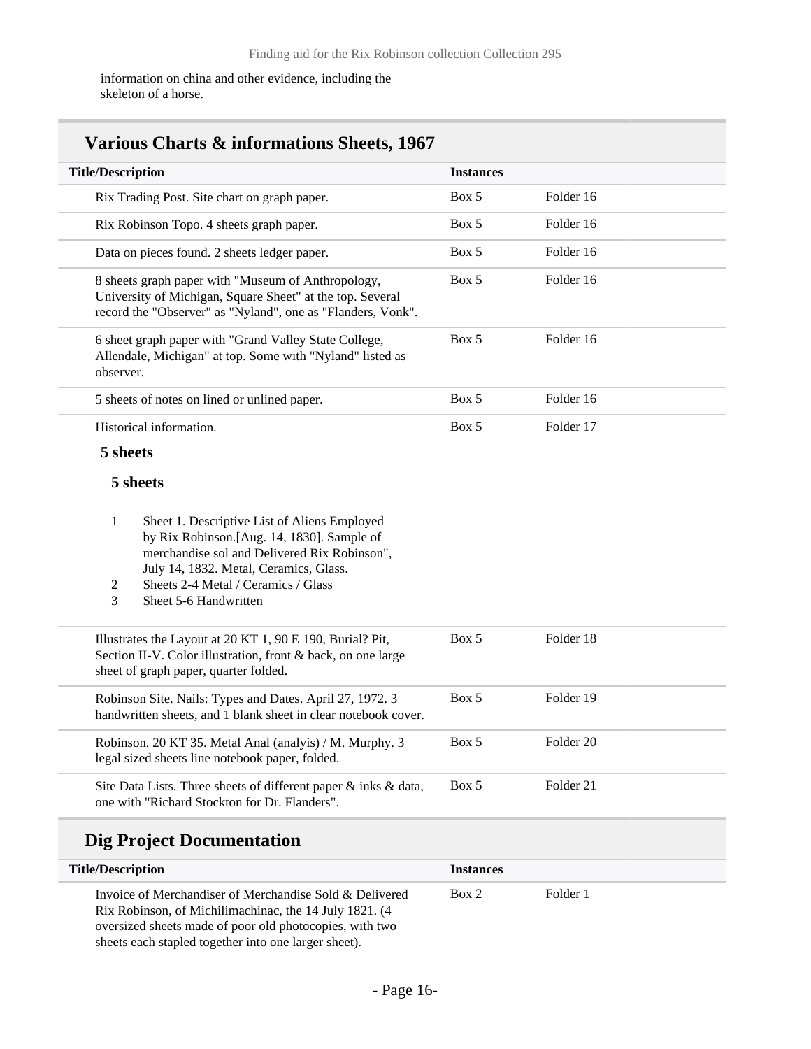information on china and other evidence, including the skeleton of a horse.

## Various Charts & informations Sheets, 1967

| Title/Description | Instances | |
| --- | --- | --- |
| Rix Trading Post. Site chart on graph paper. | Box 5 | Folder 16 |
| Rix Robinson Topo. 4 sheets graph paper. | Box 5 | Folder 16 |
| Data on pieces found. 2 sheets ledger paper. | Box 5 | Folder 16 |
| 8 sheets graph paper with "Museum of Anthropology, University of Michigan, Square Sheet" at the top. Several record the "Observer" as "Nyland", one as "Flanders, Vonk". | Box 5 | Folder 16 |
| 6 sheet graph paper with "Grand Valley State College, Allendale, Michigan" at top. Some with "Nyland" listed as observer. | Box 5 | Folder 16 |
| 5 sheets of notes on lined or unlined paper. | Box 5 | Folder 16 |
| Historical information. | Box 5 | Folder 17 |

**5 sheets**

**5 sheets**

1. Sheet 1. Descriptive List of Aliens Employed by Rix Robinson.[Aug. 14, 1830]. Sample of merchandise sol and Delivered Rix Robinson", July 14, 1832. Metal, Ceramics, Glass.
2. Sheets 2-4 Metal / Ceramics / Glass
3. Sheet 5-6 Handwritten

| Title/Description | Instances | |
| --- | --- | --- |
| Illustrates the Layout at 20 KT 1, 90 E 190, Burial? Pit, Section II-V. Color illustration, front & back, on one large sheet of graph paper, quarter folded. | Box 5 | Folder 18 |
| Robinson Site. Nails: Types and Dates. April 27, 1972. 3 handwritten sheets, and 1 blank sheet in clear notebook cover. | Box 5 | Folder 19 |
| Robinson. 20 KT 35. Metal Anal (analyis) / M. Murphy. 3 legal sized sheets line notebook paper, folded. | Box 5 | Folder 20 |
| Site Data Lists. Three sheets of different paper & inks & data, one with "Richard Stockton for Dr. Flanders". | Box 5 | Folder 21 |

## Dig Project Documentation

| Title/Description | Instances | |
| --- | --- | --- |
| Invoice of Merchandiser of Merchandise Sold & Delivered Rix Robinson, of Michilimachinac, the 14 July 1821. (4 oversized sheets made of poor old photocopies, with two sheets each stapled together into one larger sheet). | Box 2 | Folder 1 |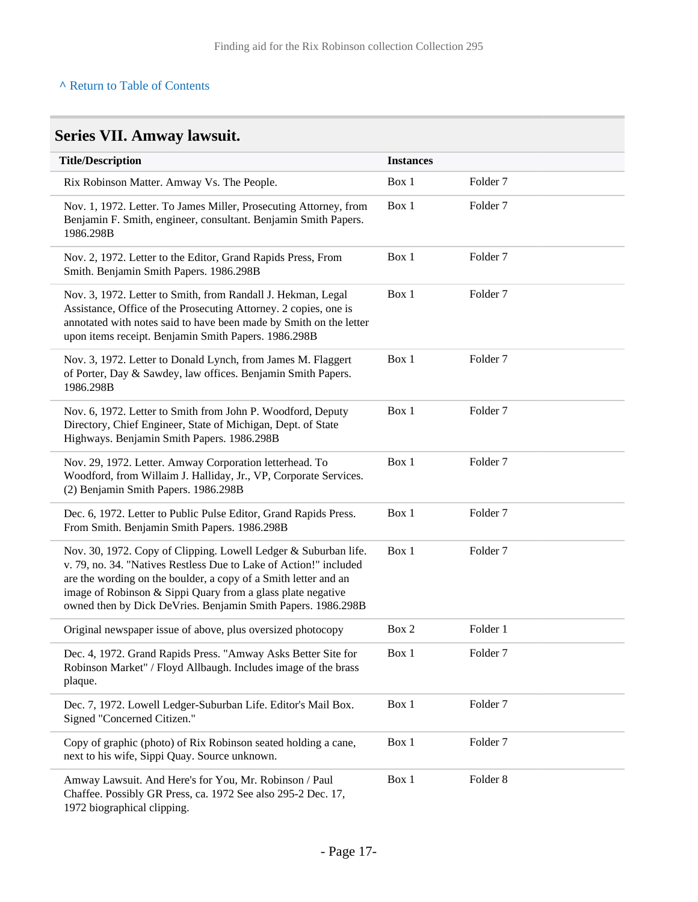^ Return to Table of Contents

## Series VII. Amway lawsuit.

| Title/Description | Instances | |
|---|---|---|
| Rix Robinson Matter. Amway Vs. The People. | Box 1 | Folder 7 |
| Nov. 1, 1972. Letter. To James Miller, Prosecuting Attorney, from Benjamin F. Smith, engineer, consultant. Benjamin Smith Papers. 1986.298B | Box 1 | Folder 7 |
| Nov. 2, 1972. Letter to the Editor, Grand Rapids Press, From Smith. Benjamin Smith Papers. 1986.298B | Box 1 | Folder 7 |
| Nov. 3, 1972. Letter to Smith, from Randall J. Hekman, Legal Assistance, Office of the Prosecuting Attorney. 2 copies, one is annotated with notes said to have been made by Smith on the letter upon items receipt. Benjamin Smith Papers. 1986.298B | Box 1 | Folder 7 |
| Nov. 3, 1972. Letter to Donald Lynch, from James M. Flaggert of Porter, Day & Sawdey, law offices. Benjamin Smith Papers. 1986.298B | Box 1 | Folder 7 |
| Nov. 6, 1972. Letter to Smith from John P. Woodford, Deputy Directory, Chief Engineer, State of Michigan, Dept. of State Highways. Benjamin Smith Papers. 1986.298B | Box 1 | Folder 7 |
| Nov. 29, 1972. Letter. Amway Corporation letterhead. To Woodford, from Willaim J. Halliday, Jr., VP, Corporate Services. (2) Benjamin Smith Papers. 1986.298B | Box 1 | Folder 7 |
| Dec. 6, 1972. Letter to Public Pulse Editor, Grand Rapids Press. From Smith. Benjamin Smith Papers. 1986.298B | Box 1 | Folder 7 |
| Nov. 30, 1972. Copy of Clipping. Lowell Ledger & Suburban life. v. 79, no. 34. "Natives Restless Due to Lake of Action!" included are the wording on the boulder, a copy of a Smith letter and an image of Robinson & Sippi Quary from a glass plate negative owned then by Dick DeVries. Benjamin Smith Papers. 1986.298B | Box 1 | Folder 7 |
| Original newspaper issue of above, plus oversized photocopy | Box 2 | Folder 1 |
| Dec. 4, 1972. Grand Rapids Press. "Amway Asks Better Site for Robinson Market" / Floyd Allbaugh. Includes image of the brass plaque. | Box 1 | Folder 7 |
| Dec. 7, 1972. Lowell Ledger-Suburban Life. Editor's Mail Box. Signed "Concerned Citizen." | Box 1 | Folder 7 |
| Copy of graphic (photo) of Rix Robinson seated holding a cane, next to his wife, Sippi Quay. Source unknown. | Box 1 | Folder 7 |
| Amway Lawsuit. And Here's for You, Mr. Robinson / Paul Chaffee. Possibly GR Press, ca. 1972 See also 295-2 Dec. 17, 1972 biographical clipping. | Box 1 | Folder 8 |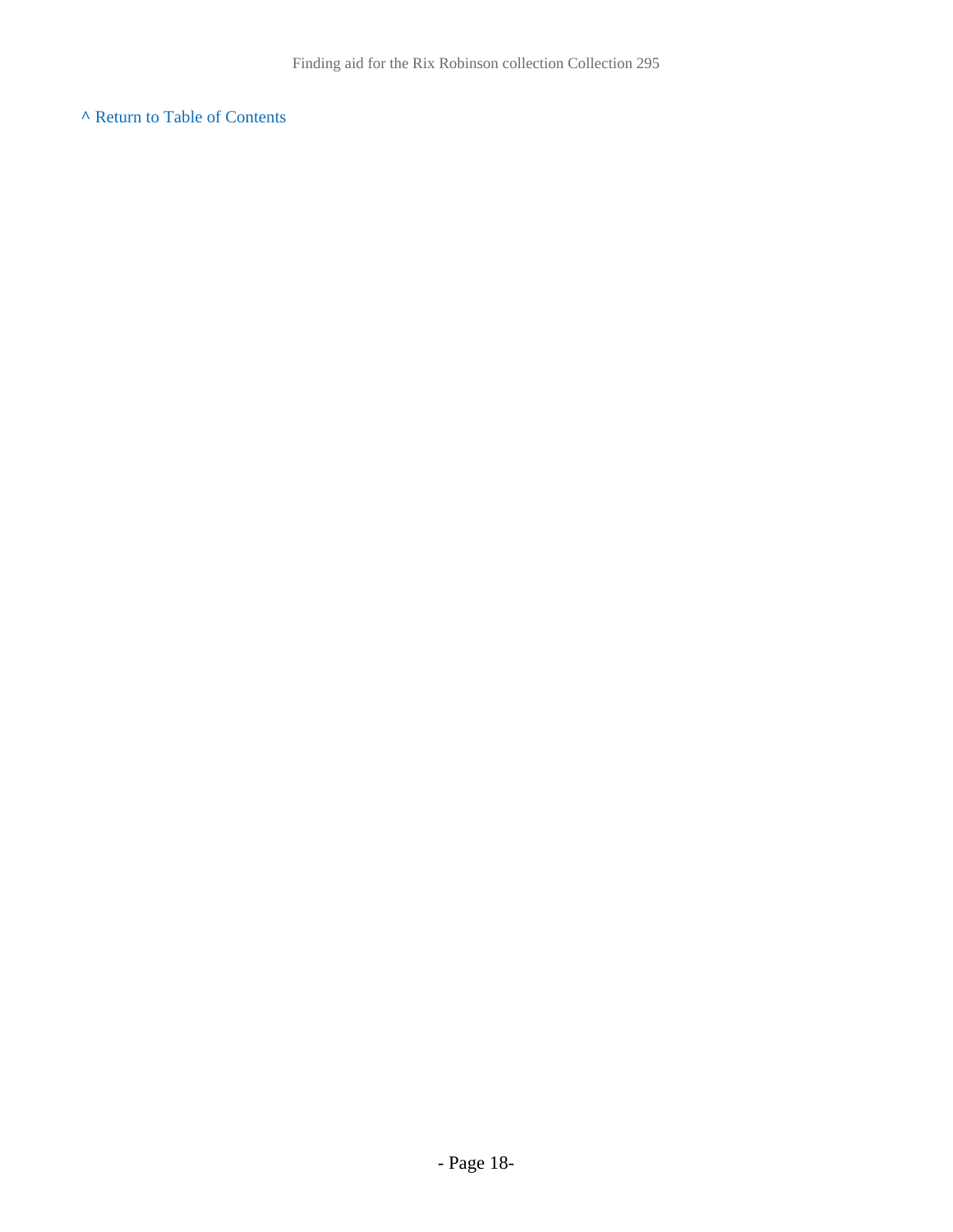^ Return to Table of Contents